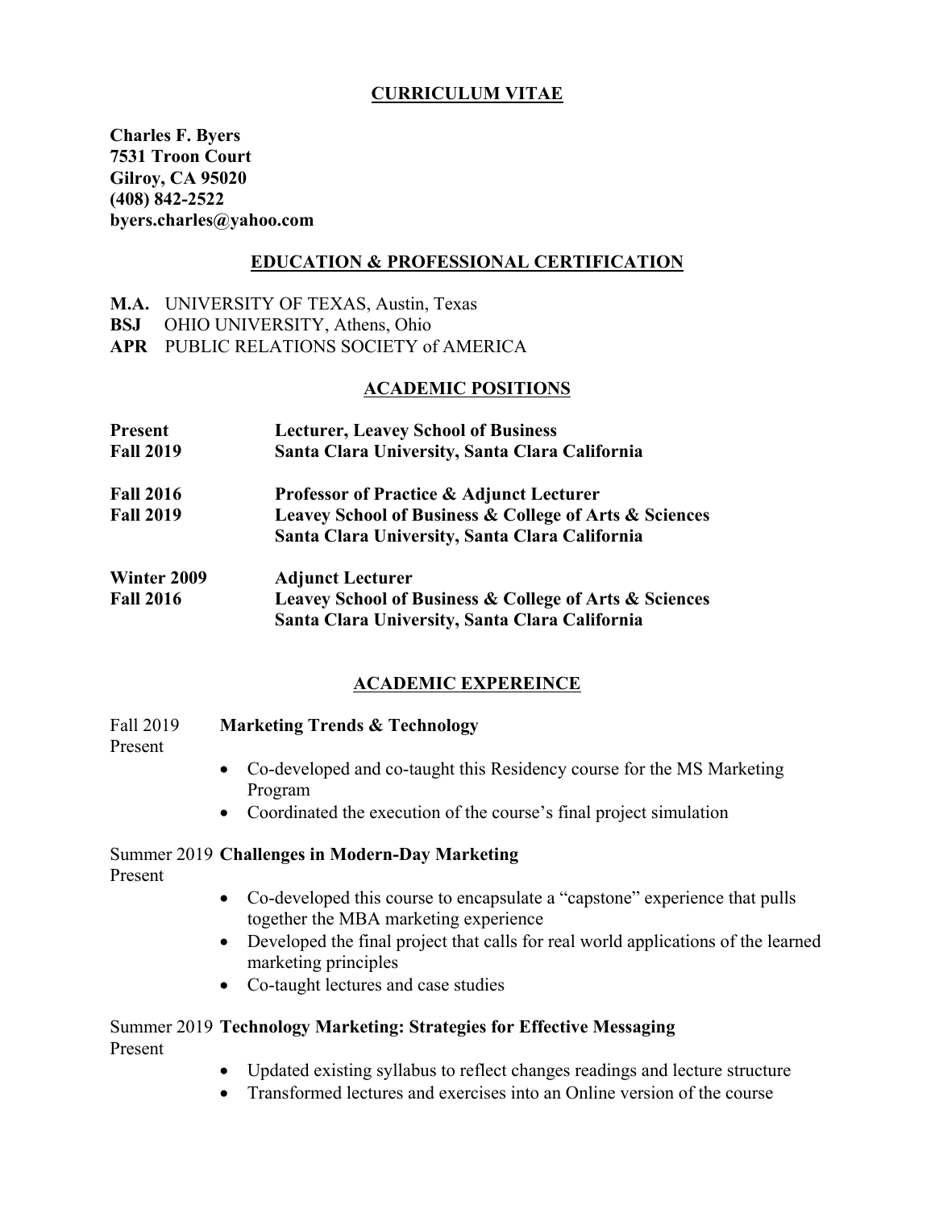# CURRICULUM VITAE

**Charles F. Byers**
**7531 Troon Court**
**Gilroy, CA 95020**
**(408) 842-2522**
**byers.charles@yahoo.com**

## EDUCATION & PROFESSIONAL CERTIFICATION

**M.A.** UNIVERSITY OF TEXAS, Austin, Texas
**BSJ** OHIO UNIVERSITY, Athens, Ohio
**APR** PUBLIC RELATIONS SOCIETY of AMERICA

## ACADEMIC POSITIONS

**Present**
**Fall 2019**
**Lecturer, Leavey School of Business**
**Santa Clara University, Santa Clara California**

**Fall 2016**
**Fall 2019**
**Professor of Practice & Adjunct Lecturer**
**Leavey School of Business & College of Arts & Sciences**
**Santa Clara University, Santa Clara California**

**Winter 2009**
**Fall 2016**
**Adjunct Lecturer**
**Leavey School of Business & College of Arts & Sciences**
**Santa Clara University, Santa Clara California**

## ACADEMIC EXPEREINCE

Fall 2019
Present
**Marketing Trends & Technology**

- Co-developed and co-taught this Residency course for the MS Marketing Program
- Coordinated the execution of the course's final project simulation

Summer 2019
Present
**Challenges in Modern-Day Marketing**

- Co-developed this course to encapsulate a "capstone" experience that pulls together the MBA marketing experience
- Developed the final project that calls for real world applications of the learned marketing principles
- Co-taught lectures and case studies

Summer 2019
Present
**Technology Marketing: Strategies for Effective Messaging**

- Updated existing syllabus to reflect changes readings and lecture structure
- Transformed lectures and exercises into an Online version of the course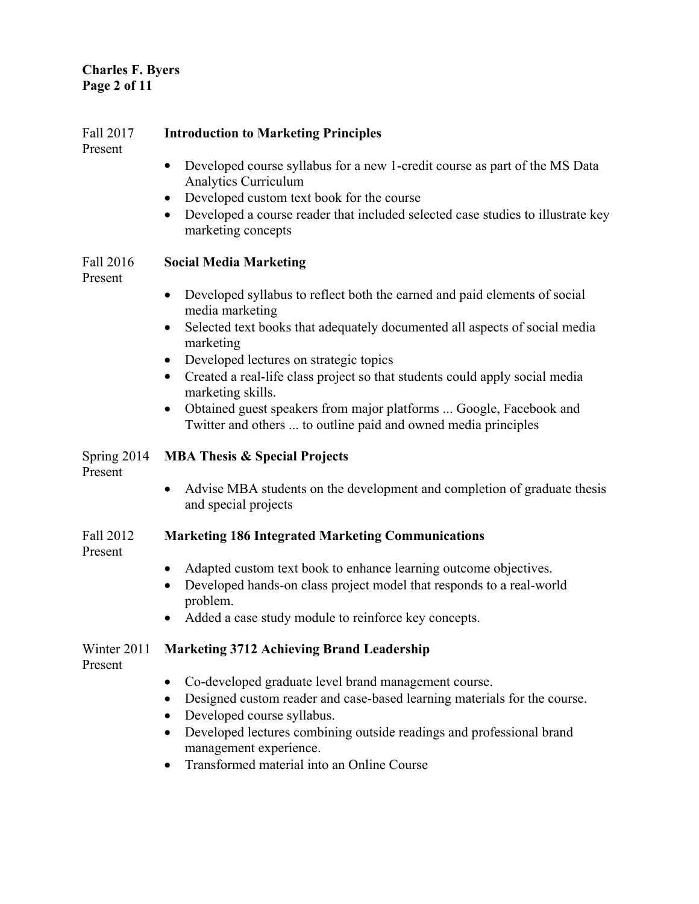Fall 2017 – Present

**Introduction to Marketing Principles**

- Developed course syllabus for a new 1-credit course as part of the MS Data Analytics Curriculum
- Developed custom text book for the course
- Developed a course reader that included selected case studies to illustrate key marketing concepts

Fall 2016 – Present

**Social Media Marketing**

- Developed syllabus to reflect both the earned and paid elements of social media marketing
- Selected text books that adequately documented all aspects of social media marketing
- Developed lectures on strategic topics
- Created a real-life class project so that students could apply social media marketing skills.
- Obtained guest speakers from major platforms ... Google, Facebook and Twitter and others ... to outline paid and owned media principles

Spring 2014 – Present

**MBA Thesis & Special Projects**

- Advise MBA students on the development and completion of graduate thesis and special projects

Fall 2012 – Present

**Marketing 186 Integrated Marketing Communications**

- Adapted custom text book to enhance learning outcome objectives.
- Developed hands-on class project model that responds to a real-world problem.
- Added a case study module to reinforce key concepts.

Winter 2011 – Present

**Marketing 3712 Achieving Brand Leadership**

- Co-developed graduate level brand management course.
- Designed custom reader and case-based learning materials for the course.
- Developed course syllabus.
- Developed lectures combining outside readings and professional brand management experience.
- Transformed material into an Online Course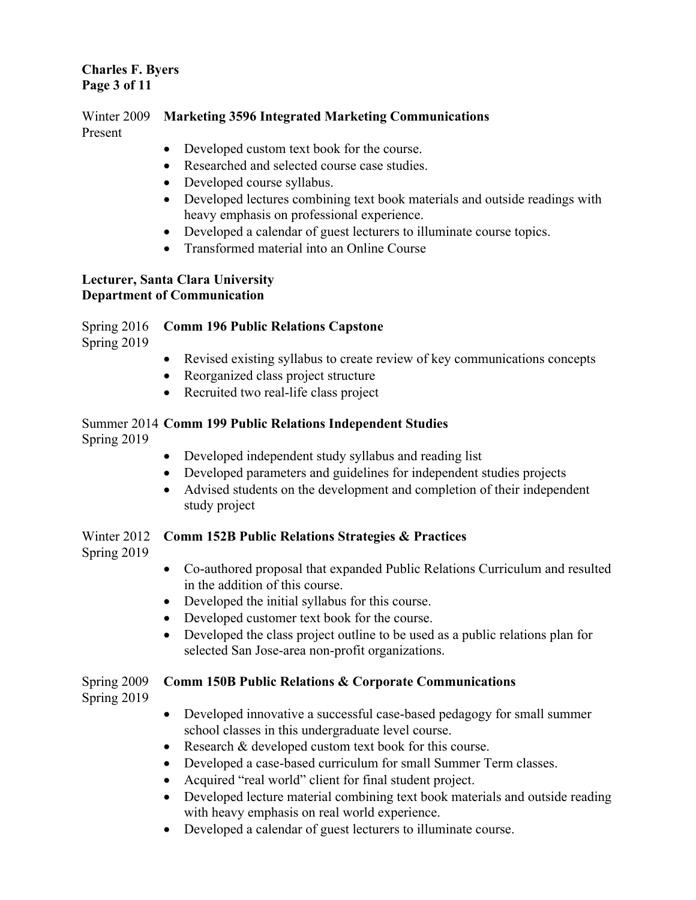Winter 2009
Present

**Marketing 3596 Integrated Marketing Communications**

- Developed custom text book for the course.
- Researched and selected course case studies.
- Developed course syllabus.
- Developed lectures combining text book materials and outside readings with heavy emphasis on professional experience.
- Developed a calendar of guest lecturers to illuminate course topics.
- Transformed material into an Online Course

**Lecturer, Santa Clara University**
**Department of Communication**

Spring 2016
Spring 2019

**Comm 196 Public Relations Capstone**

- Revised existing syllabus to create review of key communications concepts
- Reorganized class project structure
- Recruited two real-life class project

Summer 2014
Spring 2019

**Comm 199 Public Relations Independent Studies**

- Developed independent study syllabus and reading list
- Developed parameters and guidelines for independent studies projects
- Advised students on the development and completion of their independent study project

Winter 2012
Spring 2019

**Comm 152B Public Relations Strategies & Practices**

- Co-authored proposal that expanded Public Relations Curriculum and resulted in the addition of this course.
- Developed the initial syllabus for this course.
- Developed customer text book for the course.
- Developed the class project outline to be used as a public relations plan for selected San Jose-area non-profit organizations.

Spring 2009
Spring 2019

**Comm 150B Public Relations & Corporate Communications**

- Developed innovative a successful case-based pedagogy for small summer school classes in this undergraduate level course.
- Research & developed custom text book for this course.
- Developed a case-based curriculum for small Summer Term classes.
- Acquired "real world" client for final student project.
- Developed lecture material combining text book materials and outside reading with heavy emphasis on real world experience.
- Developed a calendar of guest lecturers to illuminate course.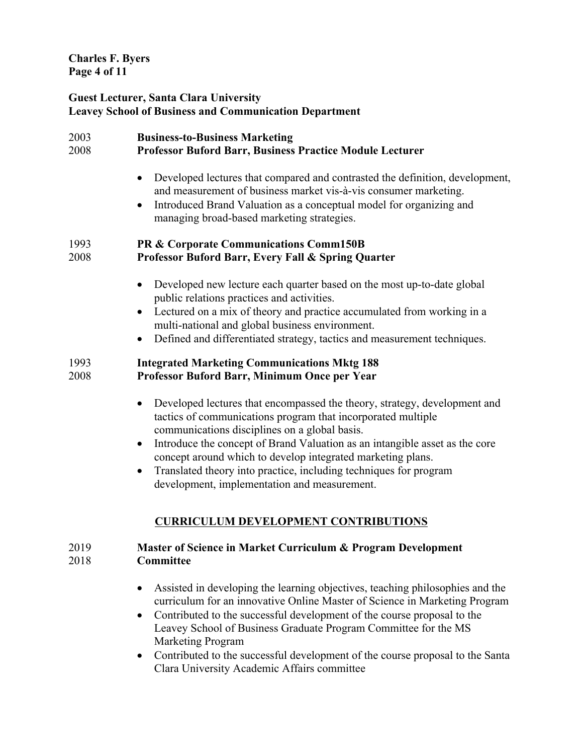**Guest Lecturer, Santa Clara University**
**Leavey School of Business and Communication Department**

2003
2008
**Business-to-Business Marketing**
**Professor Buford Barr, Business Practice Module Lecturer**

- Developed lectures that compared and contrasted the definition, development, and measurement of business market vis-à-vis consumer marketing.
- Introduced Brand Valuation as a conceptual model for organizing and managing broad-based marketing strategies.

1993
2008
**PR & Corporate Communications Comm150B**
**Professor Buford Barr, Every Fall & Spring Quarter**

- Developed new lecture each quarter based on the most up-to-date global public relations practices and activities.
- Lectured on a mix of theory and practice accumulated from working in a multi-national and global business environment.
- Defined and differentiated strategy, tactics and measurement techniques.

1993
2008
**Integrated Marketing Communications Mktg 188**
**Professor Buford Barr, Minimum Once per Year**

- Developed lectures that encompassed the theory, strategy, development and tactics of communications program that incorporated multiple communications disciplines on a global basis.
- Introduce the concept of Brand Valuation as an intangible asset as the core concept around which to develop integrated marketing plans.
- Translated theory into practice, including techniques for program development, implementation and measurement.

## CURRICULUM DEVELOPMENT CONTRIBUTIONS

2019
2018
**Master of Science in Market Curriculum & Program Development Committee**

- Assisted in developing the learning objectives, teaching philosophies and the curriculum for an innovative Online Master of Science in Marketing Program
- Contributed to the successful development of the course proposal to the Leavey School of Business Graduate Program Committee for the MS Marketing Program
- Contributed to the successful development of the course proposal to the Santa Clara University Academic Affairs committee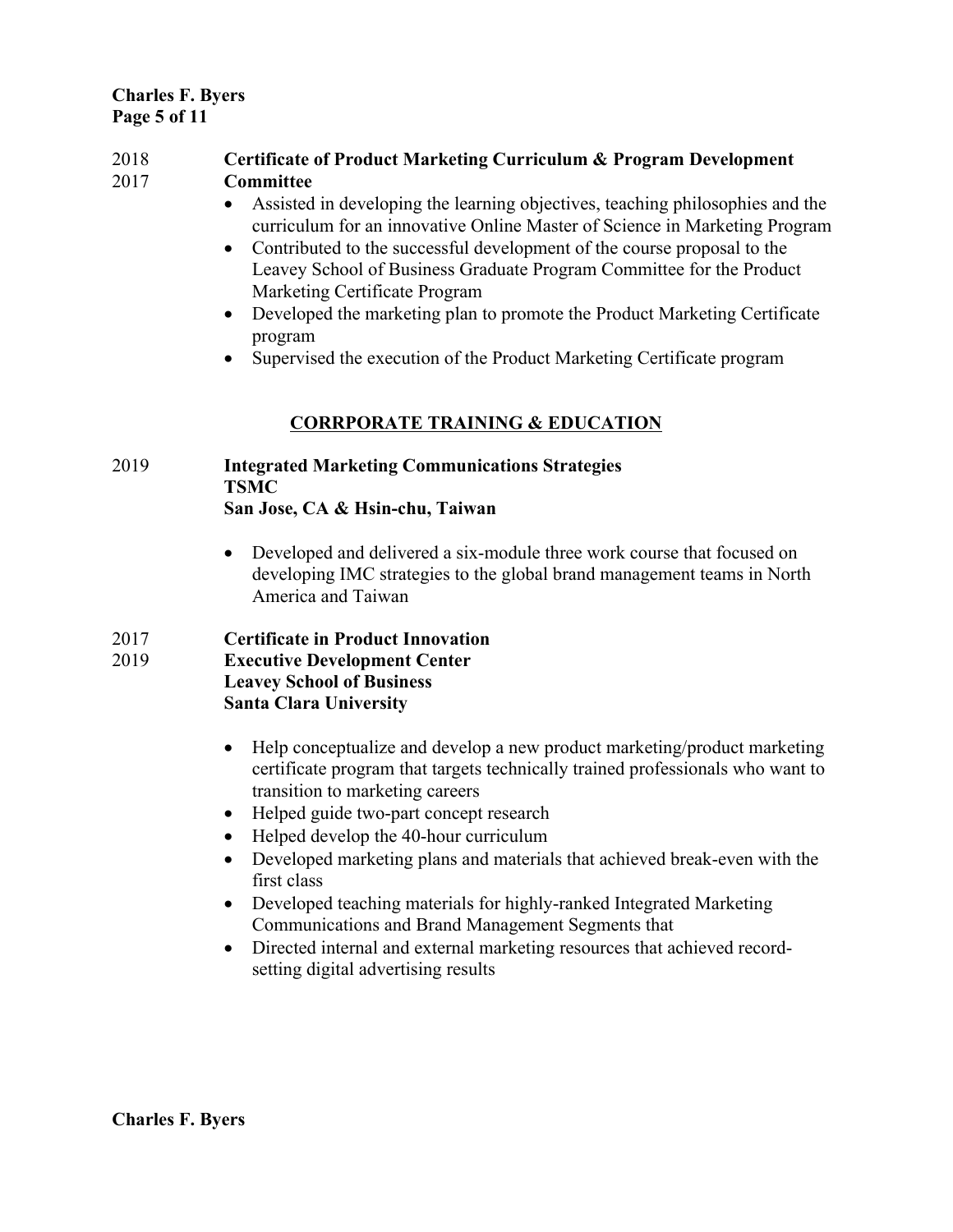2018
2017

**Certificate of Product Marketing Curriculum & Program Development Committee**

- Assisted in developing the learning objectives, teaching philosophies and the curriculum for an innovative Online Master of Science in Marketing Program
- Contributed to the successful development of the course proposal to the Leavey School of Business Graduate Program Committee for the Product Marketing Certificate Program
- Developed the marketing plan to promote the Product Marketing Certificate program
- Supervised the execution of the Product Marketing Certificate program

## CORRPORATE TRAINING & EDUCATION

2019

**Integrated Marketing Communications Strategies**
**TSMC**
**San Jose, CA & Hsin-chu, Taiwan**

- Developed and delivered a six-module three work course that focused on developing IMC strategies to the global brand management teams in North America and Taiwan

2017
2019

**Certificate in Product Innovation**
**Executive Development Center**
**Leavey School of Business**
**Santa Clara University**

- Help conceptualize and develop a new product marketing/product marketing certificate program that targets technically trained professionals who want to transition to marketing careers
- Helped guide two-part concept research
- Helped develop the 40-hour curriculum
- Developed marketing plans and materials that achieved break-even with the first class
- Developed teaching materials for highly-ranked Integrated Marketing Communications and Brand Management Segments that
- Directed internal and external marketing resources that achieved record-setting digital advertising results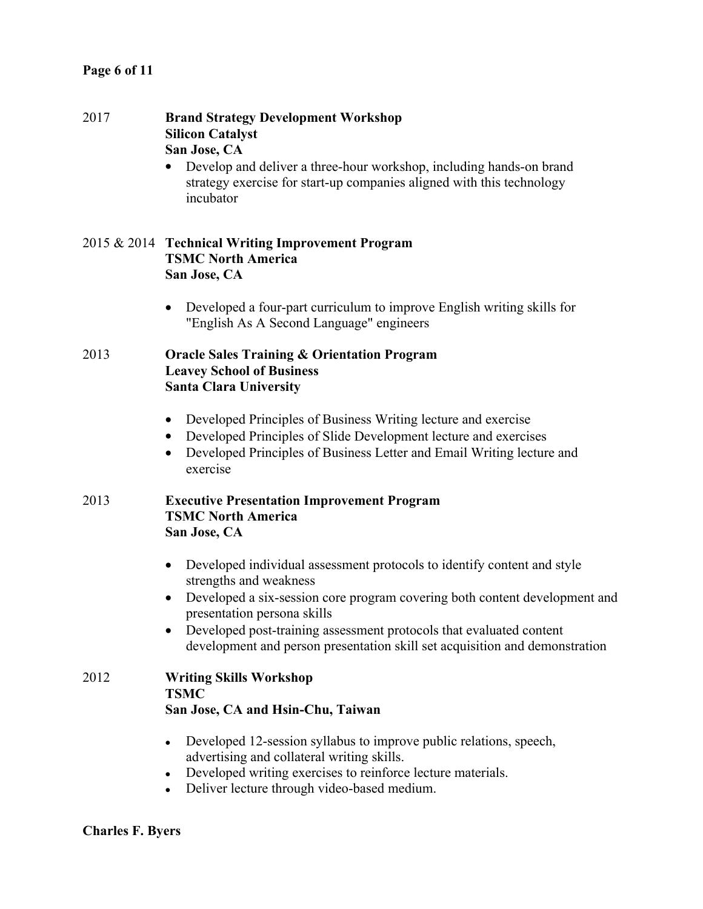2017 **Brand Strategy Development Workshop**
**Silicon Catalyst**
**San Jose, CA**

- Develop and deliver a three-hour workshop, including hands-on brand strategy exercise for start-up companies aligned with this technology incubator

2015 & 2014 **Technical Writing Improvement Program**
**TSMC North America**
**San Jose, CA**

- Developed a four-part curriculum to improve English writing skills for "English As A Second Language" engineers

2013 **Oracle Sales Training & Orientation Program**
**Leavey School of Business**
**Santa Clara University**

- Developed Principles of Business Writing lecture and exercise
- Developed Principles of Slide Development lecture and exercises
- Developed Principles of Business Letter and Email Writing lecture and exercise

2013 **Executive Presentation Improvement Program**
**TSMC North America**
**San Jose, CA**

- Developed individual assessment protocols to identify content and style strengths and weakness
- Developed a six-session core program covering both content development and presentation persona skills
- Developed post-training assessment protocols that evaluated content development and person presentation skill set acquisition and demonstration

2012 **Writing Skills Workshop**
**TSMC**
**San Jose, CA and Hsin-Chu, Taiwan**

- Developed 12-session syllabus to improve public relations, speech, advertising and collateral writing skills.
- Developed writing exercises to reinforce lecture materials.
- Deliver lecture through video-based medium.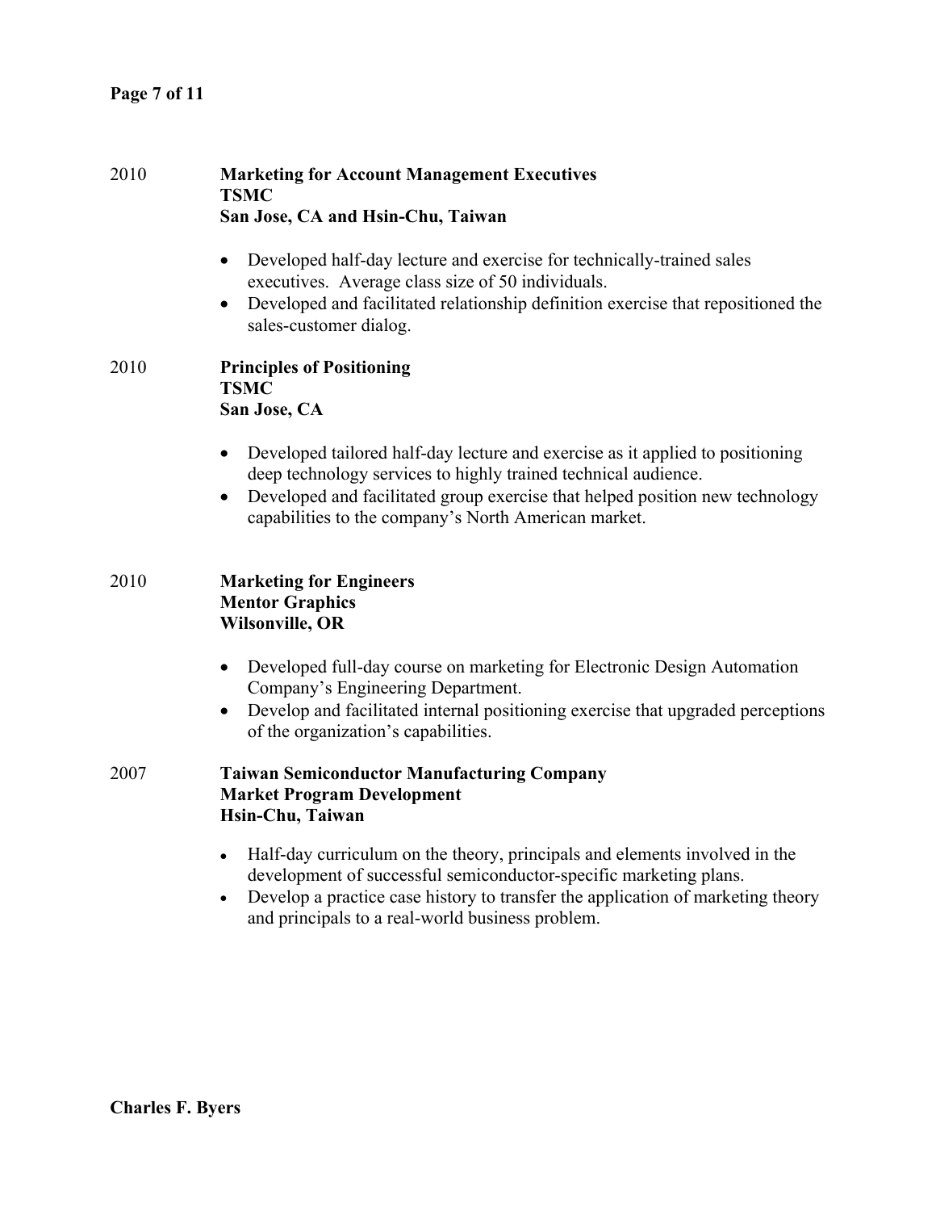2010 **Marketing for Account Management Executives**
**TSMC**
**San Jose, CA and Hsin-Chu, Taiwan**

- Developed half-day lecture and exercise for technically-trained sales executives. Average class size of 50 individuals.
- Developed and facilitated relationship definition exercise that repositioned the sales-customer dialog.

2010 **Principles of Positioning**
**TSMC**
**San Jose, CA**

- Developed tailored half-day lecture and exercise as it applied to positioning deep technology services to highly trained technical audience.
- Developed and facilitated group exercise that helped position new technology capabilities to the company's North American market.

2010 **Marketing for Engineers**
**Mentor Graphics**
**Wilsonville, OR**

- Developed full-day course on marketing for Electronic Design Automation Company's Engineering Department.
- Develop and facilitated internal positioning exercise that upgraded perceptions of the organization's capabilities.

2007 **Taiwan Semiconductor Manufacturing Company**
**Market Program Development**
**Hsin-Chu, Taiwan**

- Half-day curriculum on the theory, principals and elements involved in the development of successful semiconductor-specific marketing plans.
- Develop a practice case history to transfer the application of marketing theory and principals to a real-world business problem.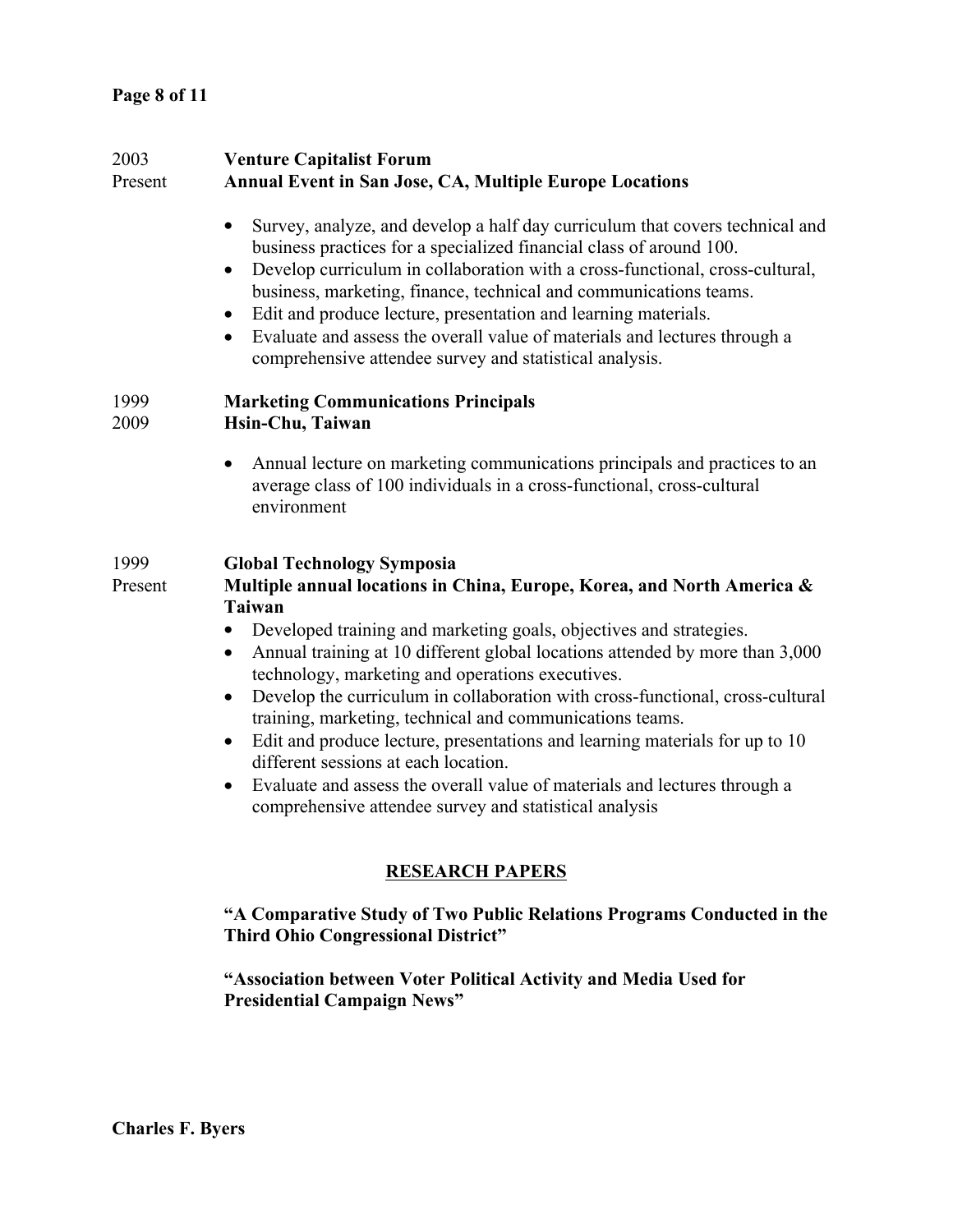2003
Present

**Venture Capitalist Forum**
**Annual Event in San Jose, CA, Multiple Europe Locations**

- Survey, analyze, and develop a half day curriculum that covers technical and business practices for a specialized financial class of around 100.
- Develop curriculum in collaboration with a cross-functional, cross-cultural, business, marketing, finance, technical and communications teams.
- Edit and produce lecture, presentation and learning materials.
- Evaluate and assess the overall value of materials and lectures through a comprehensive attendee survey and statistical analysis.

1999
2009

**Marketing Communications Principals**
**Hsin-Chu, Taiwan**

- Annual lecture on marketing communications principals and practices to an average class of 100 individuals in a cross-functional, cross-cultural environment

1999
Present

**Global Technology Symposia**
**Multiple annual locations in China, Europe, Korea, and North America & Taiwan**

- Developed training and marketing goals, objectives and strategies.
- Annual training at 10 different global locations attended by more than 3,000 technology, marketing and operations executives.
- Develop the curriculum in collaboration with cross-functional, cross-cultural training, marketing, technical and communications teams.
- Edit and produce lecture, presentations and learning materials for up to 10 different sessions at each location.
- Evaluate and assess the overall value of materials and lectures through a comprehensive attendee survey and statistical analysis

## RESEARCH PAPERS

**"A Comparative Study of Two Public Relations Programs Conducted in the Third Ohio Congressional District"**

**"Association between Voter Political Activity and Media Used for Presidential Campaign News"**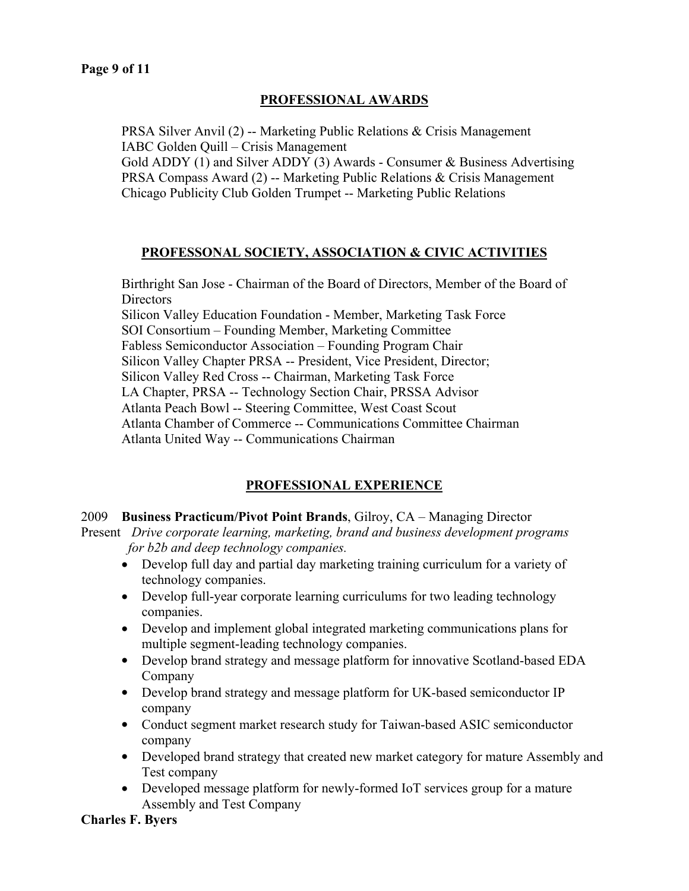## PROFESSIONAL AWARDS

PRSA Silver Anvil (2) -- Marketing Public Relations & Crisis Management
IABC Golden Quill – Crisis Management
Gold ADDY (1) and Silver ADDY (3) Awards - Consumer & Business Advertising
PRSA Compass Award (2) -- Marketing Public Relations & Crisis Management
Chicago Publicity Club Golden Trumpet -- Marketing Public Relations

## PROFESSONAL SOCIETY, ASSOCIATION & CIVIC ACTIVITIES

Birthright San Jose - Chairman of the Board of Directors, Member of the Board of Directors
Silicon Valley Education Foundation - Member, Marketing Task Force
SOI Consortium – Founding Member, Marketing Committee
Fabless Semiconductor Association – Founding Program Chair
Silicon Valley Chapter PRSA -- President, Vice President, Director;
Silicon Valley Red Cross -- Chairman, Marketing Task Force
LA Chapter, PRSA -- Technology Section Chair, PRSSA Advisor
Atlanta Peach Bowl -- Steering Committee, West Coast Scout
Atlanta Chamber of Commerce -- Communications Committee Chairman
Atlanta United Way -- Communications Chairman

## PROFESSIONAL EXPERIENCE

2009 – Present **Business Practicum/Pivot Point Brands**, Gilroy, CA – Managing Director

*Drive corporate learning, marketing, brand and business development programs for b2b and deep technology companies.*

- Develop full day and partial day marketing training curriculum for a variety of technology companies.
- Develop full-year corporate learning curriculums for two leading technology companies.
- Develop and implement global integrated marketing communications plans for multiple segment-leading technology companies.
- Develop brand strategy and message platform for innovative Scotland-based EDA Company
- Develop brand strategy and message platform for UK-based semiconductor IP company
- Conduct segment market research study for Taiwan-based ASIC semiconductor company
- Developed brand strategy that created new market category for mature Assembly and Test company
- Developed message platform for newly-formed IoT services group for a mature Assembly and Test Company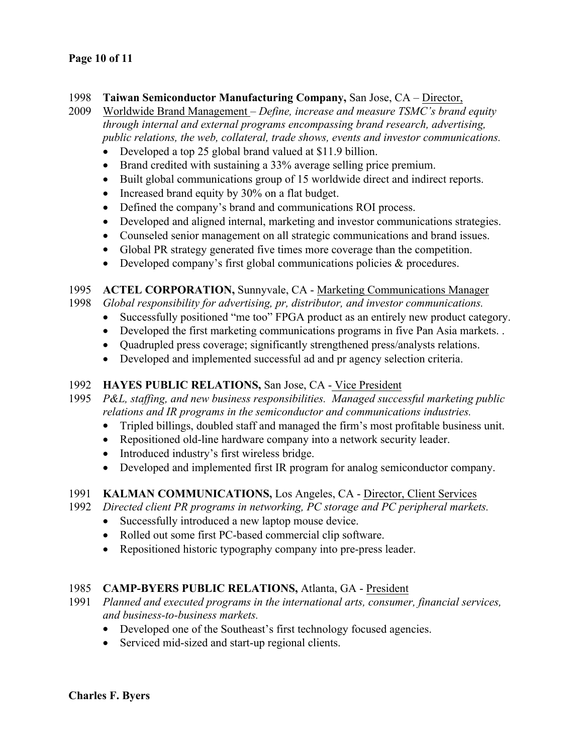1998 – 2009 **Taiwan Semiconductor Manufacturing Company,** San Jose, CA – Director, Worldwide Brand Management – *Define, increase and measure TSMC's brand equity through internal and external programs encompassing brand research, advertising, public relations, the web, collateral, trade shows, events and investor communications.*

- Developed a top 25 global brand valued at $11.9 billion.
- Brand credited with sustaining a 33% average selling price premium.
- Built global communications group of 15 worldwide direct and indirect reports.
- Increased brand equity by 30% on a flat budget.
- Defined the company's brand and communications ROI process.
- Developed and aligned internal, marketing and investor communications strategies.
- Counseled senior management on all strategic communications and brand issues.
- Global PR strategy generated five times more coverage than the competition.
- Developed company's first global communications policies & procedures.

1995 – 1998 **ACTEL CORPORATION,** Sunnyvale, CA - Marketing Communications Manager
*Global responsibility for advertising, pr, distributor, and investor communications.*

- Successfully positioned "me too" FPGA product as an entirely new product category.
- Developed the first marketing communications programs in five Pan Asia markets. .
- Quadrupled press coverage; significantly strengthened press/analysts relations.
- Developed and implemented successful ad and pr agency selection criteria.

1992 – 1995 **HAYES PUBLIC RELATIONS,** San Jose, CA - Vice President
*P&L, staffing, and new business responsibilities. Managed successful marketing public relations and IR programs in the semiconductor and communications industries.*

- Tripled billings, doubled staff and managed the firm's most profitable business unit.
- Repositioned old-line hardware company into a network security leader.
- Introduced industry's first wireless bridge.
- Developed and implemented first IR program for analog semiconductor company.

1991 – 1992 **KALMAN COMMUNICATIONS,** Los Angeles, CA - Director, Client Services
*Directed client PR programs in networking, PC storage and PC peripheral markets.*

- Successfully introduced a new laptop mouse device.
- Rolled out some first PC-based commercial clip software.
- Repositioned historic typography company into pre-press leader.

1985 – 1991 **CAMP-BYERS PUBLIC RELATIONS,** Atlanta, GA - President
*Planned and executed programs in the international arts, consumer, financial services, and business-to-business markets.*

- Developed one of the Southeast's first technology focused agencies.
- Serviced mid-sized and start-up regional clients.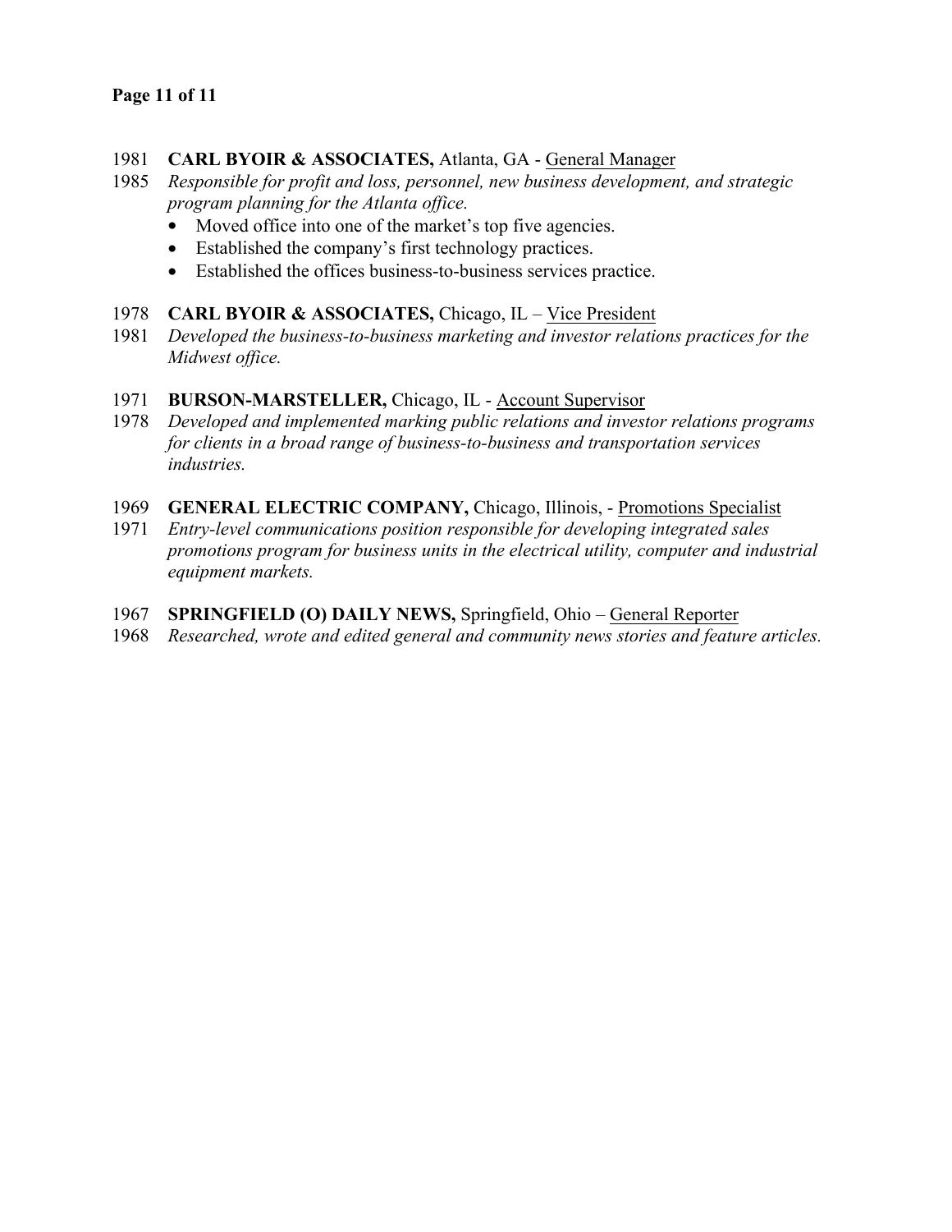1981 **CARL BYOIR & ASSOCIATES,** Atlanta, GA - General Manager
1985 *Responsible for profit and loss, personnel, new business development, and strategic program planning for the Atlanta office.*

- Moved office into one of the market's top five agencies.
- Established the company's first technology practices.
- Established the offices business-to-business services practice.

1978 **CARL BYOIR & ASSOCIATES,** Chicago, IL – Vice President
1981 *Developed the business-to-business marketing and investor relations practices for the Midwest office.*

1971 **BURSON-MARSTELLER,** Chicago, IL - Account Supervisor
1978 *Developed and implemented marking public relations and investor relations programs for clients in a broad range of business-to-business and transportation services industries.*

1969 **GENERAL ELECTRIC COMPANY,** Chicago, Illinois, - Promotions Specialist
1971 *Entry-level communications position responsible for developing integrated sales promotions program for business units in the electrical utility, computer and industrial equipment markets.*

1967 **SPRINGFIELD (O) DAILY NEWS,** Springfield, Ohio – General Reporter
1968 *Researched, wrote and edited general and community news stories and feature articles.*